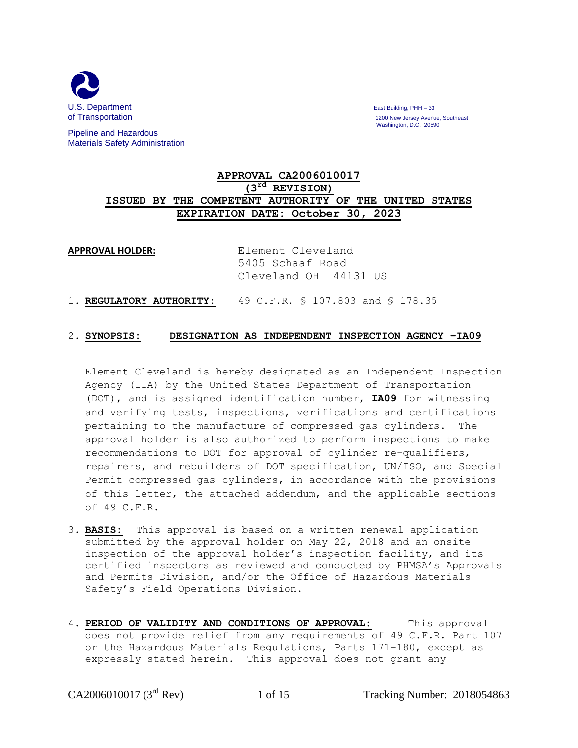U.S. Department of Transportation

Pipeline and Hazardous Materials Safety Administration

East Building, PHH – 33
1200 New Jersey Avenue, Southeast
Washington, D.C. 20590

# APPROVAL CA2006010017 (3rd REVISION)
## ISSUED BY THE COMPETENT AUTHORITY OF THE UNITED STATES
## EXPIRATION DATE: October 30, 2023

**APPROVAL HOLDER:** Element Cleveland
5405 Schaaf Road
Cleveland OH 44131 US

1. **REGULATORY AUTHORITY:** 49 C.F.R. § 107.803 and § 178.35

2. **SYNOPSIS:** **DESIGNATION AS INDEPENDENT INSPECTION AGENCY –IA09**

   Element Cleveland is hereby designated as an Independent Inspection Agency (IIA) by the United States Department of Transportation (DOT), and is assigned identification number, **IA09** for witnessing and verifying tests, inspections, verifications and certifications pertaining to the manufacture of compressed gas cylinders. The approval holder is also authorized to perform inspections to make recommendations to DOT for approval of cylinder re-qualifiers, repairers, and rebuilders of DOT specification, UN/ISO, and Special Permit compressed gas cylinders, in accordance with the provisions of this letter, the attached addendum, and the applicable sections of 49 C.F.R.

3. **BASIS:** This approval is based on a written renewal application submitted by the approval holder on May 22, 2018 and an onsite inspection of the approval holder's inspection facility, and its certified inspectors as reviewed and conducted by PHMSA's Approvals and Permits Division, and/or the Office of Hazardous Materials Safety's Field Operations Division.

4. **PERIOD OF VALIDITY AND CONDITIONS OF APPROVAL:** This approval does not provide relief from any requirements of 49 C.F.R. Part 107 or the Hazardous Materials Regulations, Parts 171-180, except as expressly stated herein. This approval does not grant any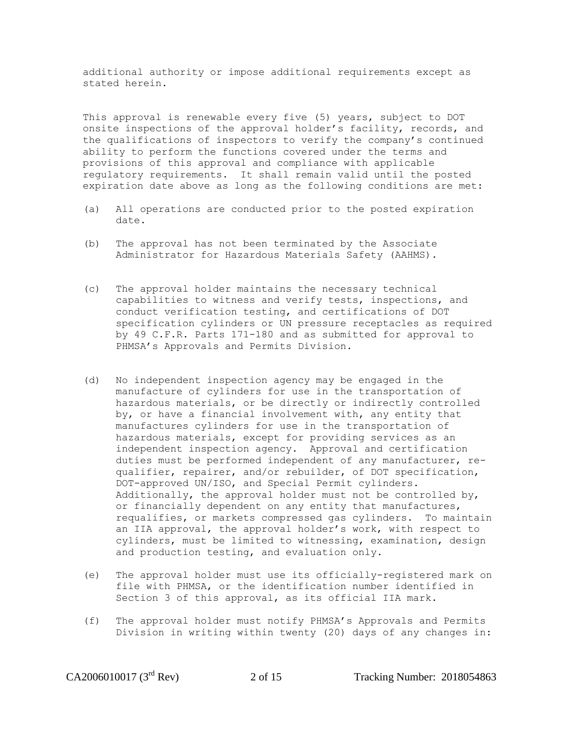additional authority or impose additional requirements except as stated herein.

This approval is renewable every five (5) years, subject to DOT onsite inspections of the approval holder's facility, records, and the qualifications of inspectors to verify the company's continued ability to perform the functions covered under the terms and provisions of this approval and compliance with applicable regulatory requirements. It shall remain valid until the posted expiration date above as long as the following conditions are met:

(a) All operations are conducted prior to the posted expiration date.

(b) The approval has not been terminated by the Associate Administrator for Hazardous Materials Safety (AAHMS).

(c) The approval holder maintains the necessary technical capabilities to witness and verify tests, inspections, and conduct verification testing, and certifications of DOT specification cylinders or UN pressure receptacles as required by 49 C.F.R. Parts 171-180 and as submitted for approval to PHMSA's Approvals and Permits Division.

(d) No independent inspection agency may be engaged in the manufacture of cylinders for use in the transportation of hazardous materials, or be directly or indirectly controlled by, or have a financial involvement with, any entity that manufactures cylinders for use in the transportation of hazardous materials, except for providing services as an independent inspection agency. Approval and certification duties must be performed independent of any manufacturer, re-qualifier, repairer, and/or rebuilder, of DOT specification, DOT-approved UN/ISO, and Special Permit cylinders. Additionally, the approval holder must not be controlled by, or financially dependent on any entity that manufactures, requalifies, or markets compressed gas cylinders. To maintain an IIA approval, the approval holder's work, with respect to cylinders, must be limited to witnessing, examination, design and production testing, and evaluation only.

(e) The approval holder must use its officially-registered mark on file with PHMSA, or the identification number identified in Section 3 of this approval, as its official IIA mark.

(f) The approval holder must notify PHMSA's Approvals and Permits Division in writing within twenty (20) days of any changes in: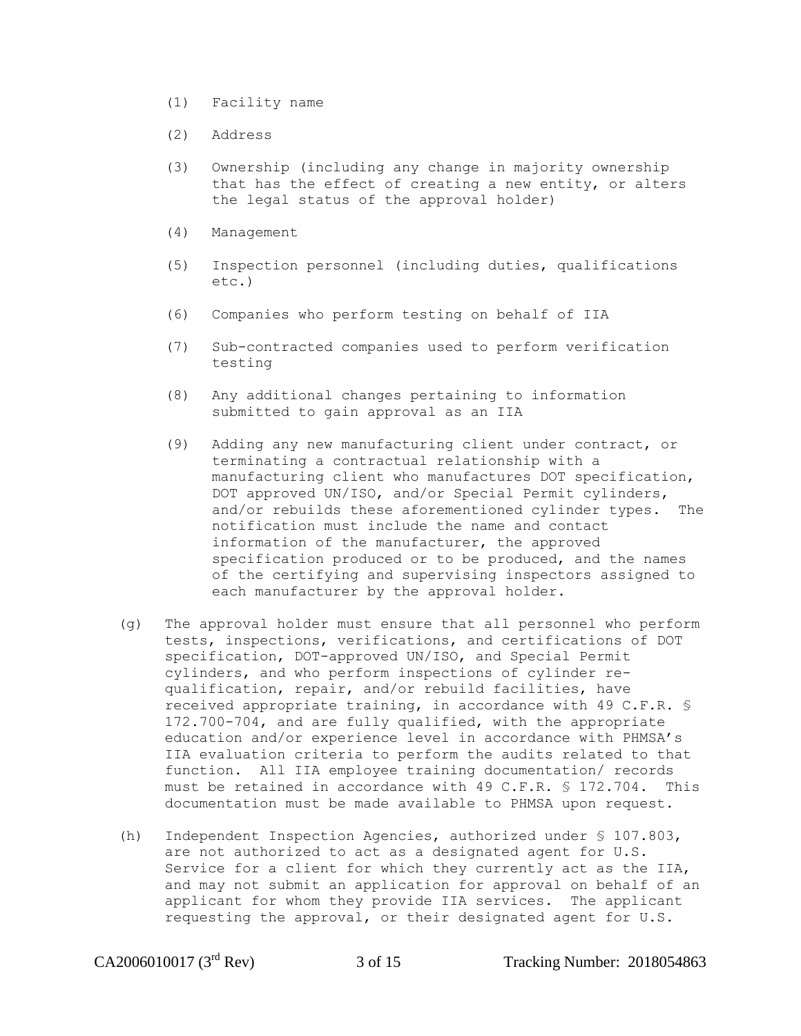(1) Facility name

(2) Address

(3) Ownership (including any change in majority ownership that has the effect of creating a new entity, or alters the legal status of the approval holder)

(4) Management

(5) Inspection personnel (including duties, qualifications etc.)

(6) Companies who perform testing on behalf of IIA

(7) Sub-contracted companies used to perform verification testing

(8) Any additional changes pertaining to information submitted to gain approval as an IIA

(9) Adding any new manufacturing client under contract, or terminating a contractual relationship with a manufacturing client who manufactures DOT specification, DOT approved UN/ISO, and/or Special Permit cylinders, and/or rebuilds these aforementioned cylinder types. The notification must include the name and contact information of the manufacturer, the approved specification produced or to be produced, and the names of the certifying and supervising inspectors assigned to each manufacturer by the approval holder.

(g) The approval holder must ensure that all personnel who perform tests, inspections, verifications, and certifications of DOT specification, DOT-approved UN/ISO, and Special Permit cylinders, and who perform inspections of cylinder re-qualification, repair, and/or rebuild facilities, have received appropriate training, in accordance with 49 C.F.R. § 172.700-704, and are fully qualified, with the appropriate education and/or experience level in accordance with PHMSA's IIA evaluation criteria to perform the audits related to that function. All IIA employee training documentation/ records must be retained in accordance with 49 C.F.R. § 172.704. This documentation must be made available to PHMSA upon request.

(h) Independent Inspection Agencies, authorized under § 107.803, are not authorized to act as a designated agent for U.S. Service for a client for which they currently act as the IIA, and may not submit an application for approval on behalf of an applicant for whom they provide IIA services. The applicant requesting the approval, or their designated agent for U.S.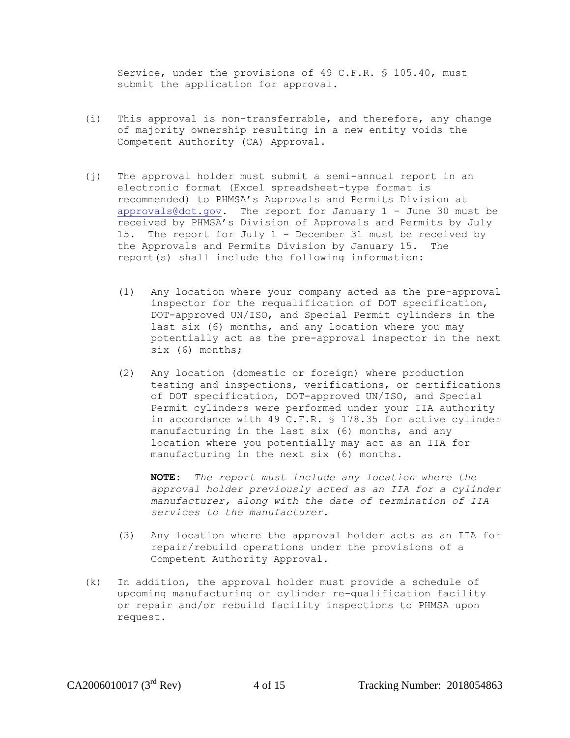Service, under the provisions of 49 C.F.R. § 105.40, must submit the application for approval.

(i) This approval is non-transferrable, and therefore, any change of majority ownership resulting in a new entity voids the Competent Authority (CA) Approval.

(j) The approval holder must submit a semi-annual report in an electronic format (Excel spreadsheet-type format is recommended) to PHMSA's Approvals and Permits Division at approvals@dot.gov. The report for January 1 – June 30 must be received by PHMSA's Division of Approvals and Permits by July 15. The report for July 1 - December 31 must be received by the Approvals and Permits Division by January 15. The report(s) shall include the following information:

(1) Any location where your company acted as the pre-approval inspector for the requalification of DOT specification, DOT-approved UN/ISO, and Special Permit cylinders in the last six (6) months, and any location where you may potentially act as the pre-approval inspector in the next six (6) months;

(2) Any location (domestic or foreign) where production testing and inspections, verifications, or certifications of DOT specification, DOT-approved UN/ISO, and Special Permit cylinders were performed under your IIA authority in accordance with 49 C.F.R. § 178.35 for active cylinder manufacturing in the last six (6) months, and any location where you potentially may act as an IIA for manufacturing in the next six (6) months.

**NOTE:** *The report must include any location where the approval holder previously acted as an IIA for a cylinder manufacturer, along with the date of termination of IIA services to the manufacturer.*

(3) Any location where the approval holder acts as an IIA for repair/rebuild operations under the provisions of a Competent Authority Approval.

(k) In addition, the approval holder must provide a schedule of upcoming manufacturing or cylinder re-qualification facility or repair and/or rebuild facility inspections to PHMSA upon request.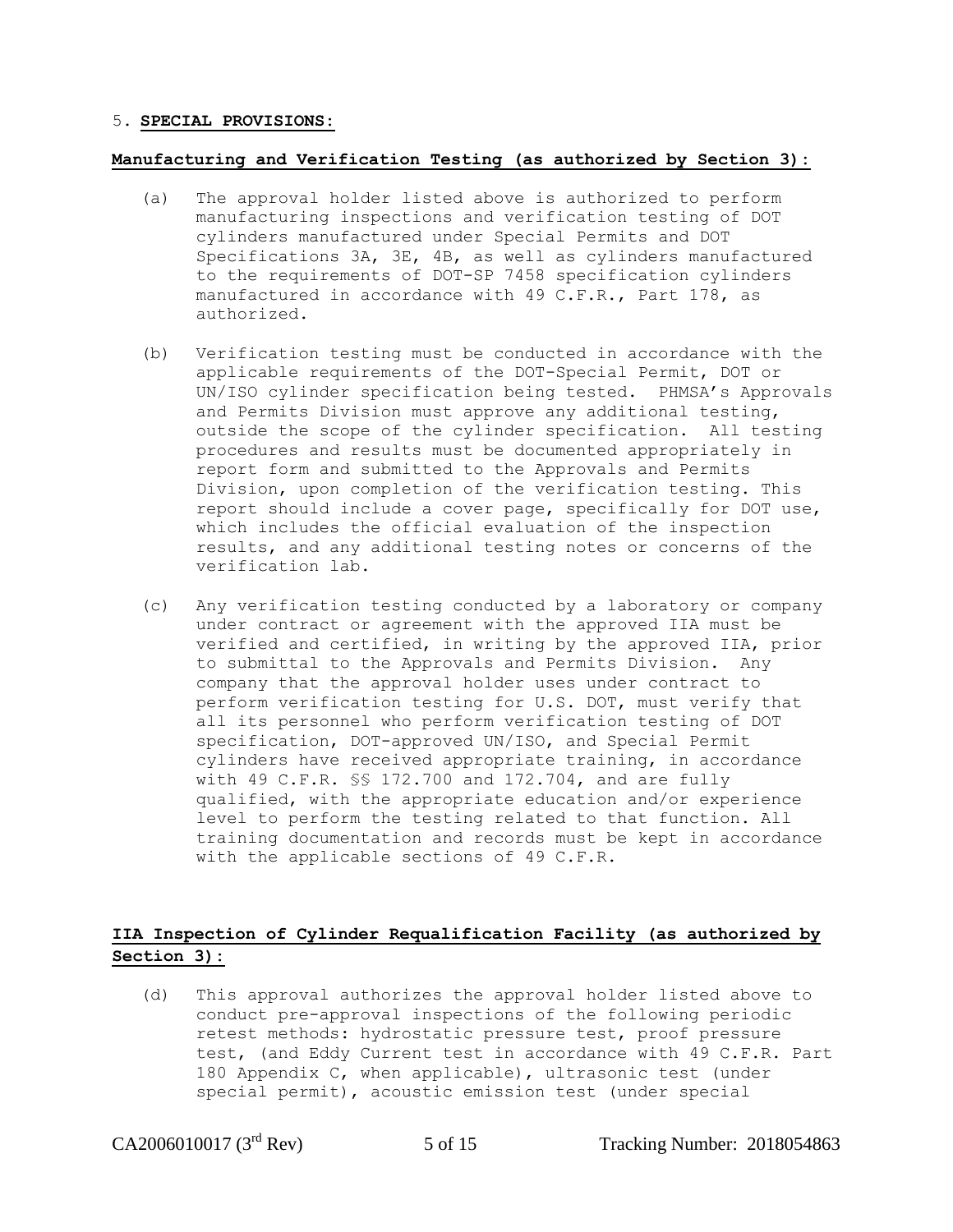5. **SPECIAL PROVISIONS:**

**Manufacturing and Verification Testing (as authorized by Section 3):**

(a) The approval holder listed above is authorized to perform manufacturing inspections and verification testing of DOT cylinders manufactured under Special Permits and DOT Specifications 3A, 3E, 4B, as well as cylinders manufactured to the requirements of DOT-SP 7458 specification cylinders manufactured in accordance with 49 C.F.R., Part 178, as authorized.

(b) Verification testing must be conducted in accordance with the applicable requirements of the DOT-Special Permit, DOT or UN/ISO cylinder specification being tested. PHMSA's Approvals and Permits Division must approve any additional testing, outside the scope of the cylinder specification. All testing procedures and results must be documented appropriately in report form and submitted to the Approvals and Permits Division, upon completion of the verification testing. This report should include a cover page, specifically for DOT use, which includes the official evaluation of the inspection results, and any additional testing notes or concerns of the verification lab.

(c) Any verification testing conducted by a laboratory or company under contract or agreement with the approved IIA must be verified and certified, in writing by the approved IIA, prior to submittal to the Approvals and Permits Division. Any company that the approval holder uses under contract to perform verification testing for U.S. DOT, must verify that all its personnel who perform verification testing of DOT specification, DOT-approved UN/ISO, and Special Permit cylinders have received appropriate training, in accordance with 49 C.F.R. §§ 172.700 and 172.704, and are fully qualified, with the appropriate education and/or experience level to perform the testing related to that function. All training documentation and records must be kept in accordance with the applicable sections of 49 C.F.R.

**IIA Inspection of Cylinder Requalification Facility (as authorized by Section 3):**

(d) This approval authorizes the approval holder listed above to conduct pre-approval inspections of the following periodic retest methods: hydrostatic pressure test, proof pressure test, (and Eddy Current test in accordance with 49 C.F.R. Part 180 Appendix C, when applicable), ultrasonic test (under special permit), acoustic emission test (under special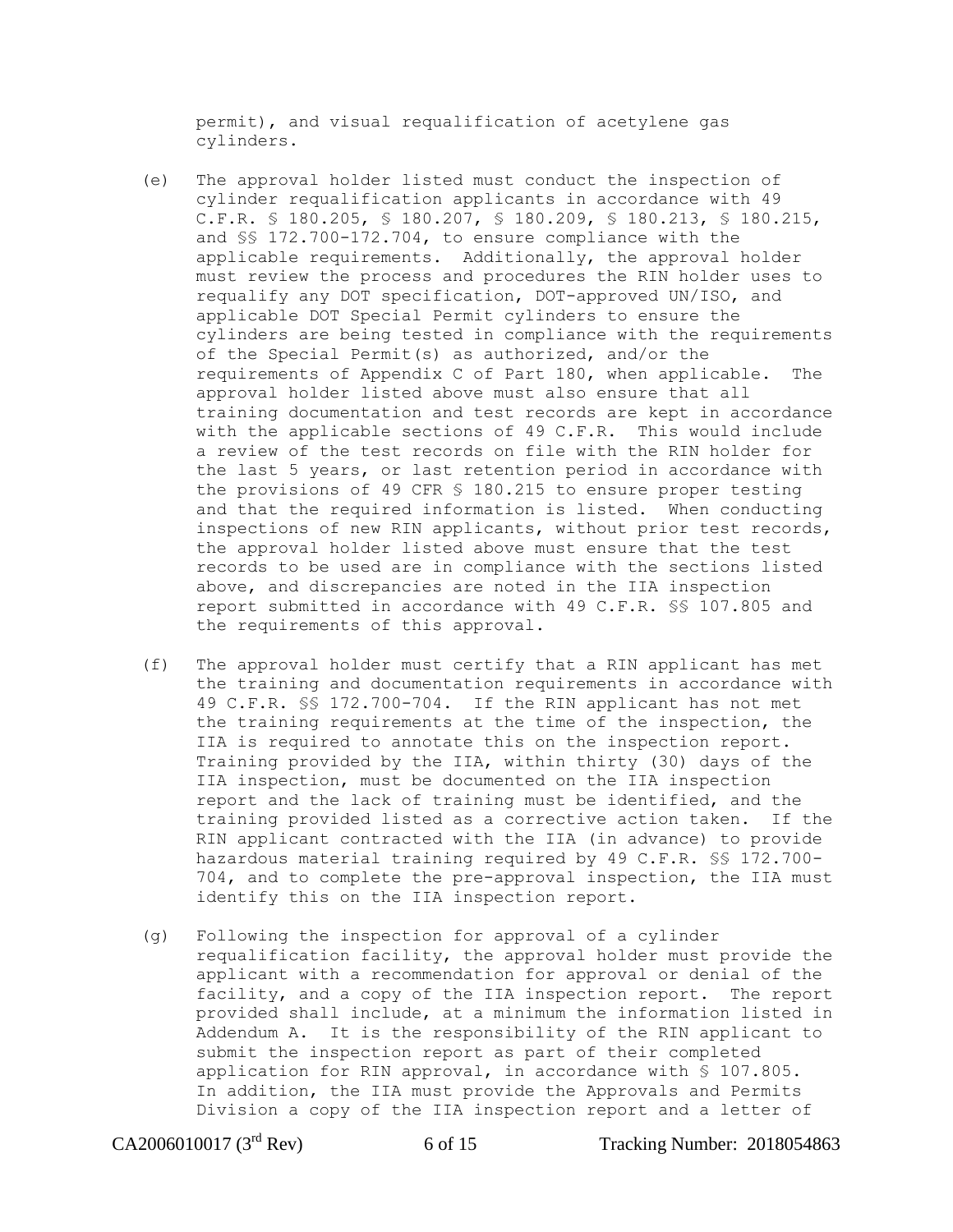permit), and visual requalification of acetylene gas cylinders.

(e) The approval holder listed must conduct the inspection of cylinder requalification applicants in accordance with 49 C.F.R. § 180.205, § 180.207, § 180.209, § 180.213, § 180.215, and §§ 172.700-172.704, to ensure compliance with the applicable requirements. Additionally, the approval holder must review the process and procedures the RIN holder uses to requalify any DOT specification, DOT-approved UN/ISO, and applicable DOT Special Permit cylinders to ensure the cylinders are being tested in compliance with the requirements of the Special Permit(s) as authorized, and/or the requirements of Appendix C of Part 180, when applicable. The approval holder listed above must also ensure that all training documentation and test records are kept in accordance with the applicable sections of 49 C.F.R. This would include a review of the test records on file with the RIN holder for the last 5 years, or last retention period in accordance with the provisions of 49 CFR § 180.215 to ensure proper testing and that the required information is listed. When conducting inspections of new RIN applicants, without prior test records, the approval holder listed above must ensure that the test records to be used are in compliance with the sections listed above, and discrepancies are noted in the IIA inspection report submitted in accordance with 49 C.F.R. §§ 107.805 and the requirements of this approval.

(f) The approval holder must certify that a RIN applicant has met the training and documentation requirements in accordance with 49 C.F.R. §§ 172.700-704. If the RIN applicant has not met the training requirements at the time of the inspection, the IIA is required to annotate this on the inspection report. Training provided by the IIA, within thirty (30) days of the IIA inspection, must be documented on the IIA inspection report and the lack of training must be identified, and the training provided listed as a corrective action taken. If the RIN applicant contracted with the IIA (in advance) to provide hazardous material training required by 49 C.F.R. §§ 172.700-704, and to complete the pre-approval inspection, the IIA must identify this on the IIA inspection report.

(g) Following the inspection for approval of a cylinder requalification facility, the approval holder must provide the applicant with a recommendation for approval or denial of the facility, and a copy of the IIA inspection report. The report provided shall include, at a minimum the information listed in Addendum A. It is the responsibility of the RIN applicant to submit the inspection report as part of their completed application for RIN approval, in accordance with § 107.805. In addition, the IIA must provide the Approvals and Permits Division a copy of the IIA inspection report and a letter of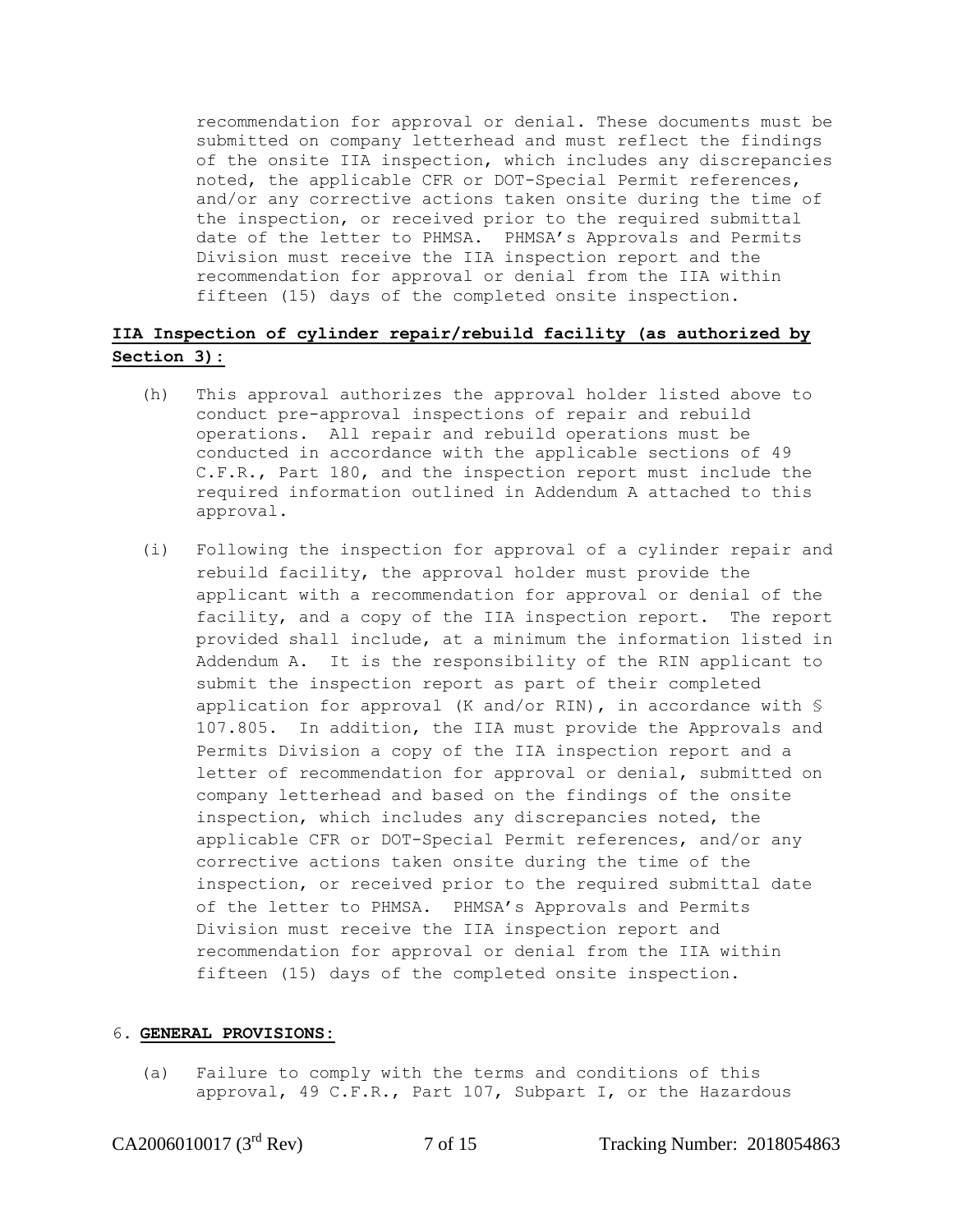recommendation for approval or denial. These documents must be submitted on company letterhead and must reflect the findings of the onsite IIA inspection, which includes any discrepancies noted, the applicable CFR or DOT-Special Permit references, and/or any corrective actions taken onsite during the time of the inspection, or received prior to the required submittal date of the letter to PHMSA. PHMSA's Approvals and Permits Division must receive the IIA inspection report and the recommendation for approval or denial from the IIA within fifteen (15) days of the completed onsite inspection.

**IIA Inspection of cylinder repair/rebuild facility (as authorized by Section 3):**

(h) This approval authorizes the approval holder listed above to conduct pre-approval inspections of repair and rebuild operations. All repair and rebuild operations must be conducted in accordance with the applicable sections of 49 C.F.R., Part 180, and the inspection report must include the required information outlined in Addendum A attached to this approval.

(i) Following the inspection for approval of a cylinder repair and rebuild facility, the approval holder must provide the applicant with a recommendation for approval or denial of the facility, and a copy of the IIA inspection report. The report provided shall include, at a minimum the information listed in Addendum A. It is the responsibility of the RIN applicant to submit the inspection report as part of their completed application for approval (K and/or RIN), in accordance with § 107.805. In addition, the IIA must provide the Approvals and Permits Division a copy of the IIA inspection report and a letter of recommendation for approval or denial, submitted on company letterhead and based on the findings of the onsite inspection, which includes any discrepancies noted, the applicable CFR or DOT-Special Permit references, and/or any corrective actions taken onsite during the time of the inspection, or received prior to the required submittal date of the letter to PHMSA. PHMSA's Approvals and Permits Division must receive the IIA inspection report and recommendation for approval or denial from the IIA within fifteen (15) days of the completed onsite inspection.

6. **GENERAL PROVISIONS:**

(a) Failure to comply with the terms and conditions of this approval, 49 C.F.R., Part 107, Subpart I, or the Hazardous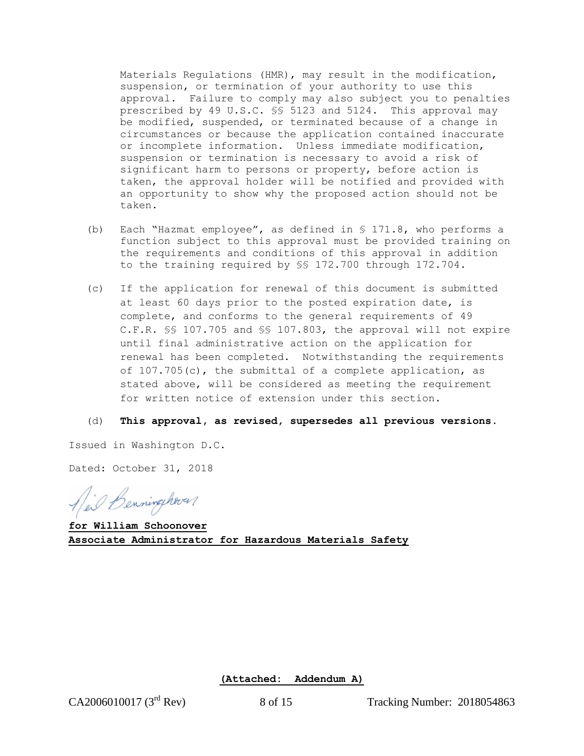Materials Regulations (HMR), may result in the modification, suspension, or termination of your authority to use this approval. Failure to comply may also subject you to penalties prescribed by 49 U.S.C. §§ 5123 and 5124. This approval may be modified, suspended, or terminated because of a change in circumstances or because the application contained inaccurate or incomplete information. Unless immediate modification, suspension or termination is necessary to avoid a risk of significant harm to persons or property, before action is taken, the approval holder will be notified and provided with an opportunity to show why the proposed action should not be taken.

(b) Each "Hazmat employee", as defined in § 171.8, who performs a function subject to this approval must be provided training on the requirements and conditions of this approval in addition to the training required by §§ 172.700 through 172.704.

(c) If the application for renewal of this document is submitted at least 60 days prior to the posted expiration date, is complete, and conforms to the general requirements of 49 C.F.R. §§ 107.705 and §§ 107.803, the approval will not expire until final administrative action on the application for renewal has been completed. Notwithstanding the requirements of 107.705(c), the submittal of a complete application, as stated above, will be considered as meeting the requirement for written notice of extension under this section.

(d) **This approval, as revised, supersedes all previous versions.**

Issued in Washington D.C.

Dated: October 31, 2018

Neil Benninghoven

**for William Schoonover**
**Associate Administrator for Hazardous Materials Safety**

**(Attached: Addendum A)**

CA2006010017 (3rd Rev) Tracking Number: 2018054863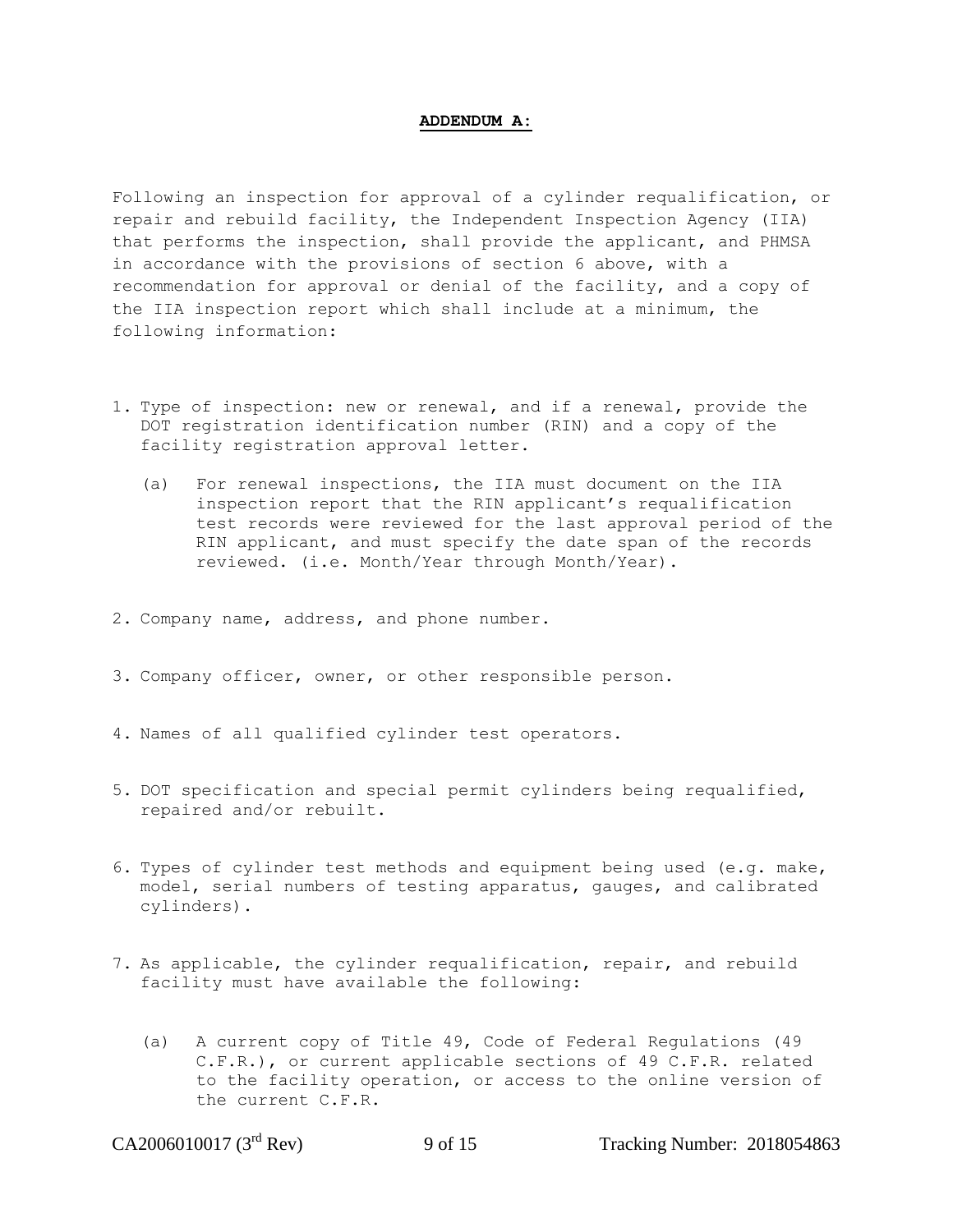## ADDENDUM A:

Following an inspection for approval of a cylinder requalification, or repair and rebuild facility, the Independent Inspection Agency (IIA) that performs the inspection, shall provide the applicant, and PHMSA in accordance with the provisions of section 6 above, with a recommendation for approval or denial of the facility, and a copy of the IIA inspection report which shall include at a minimum, the following information:

1. Type of inspection: new or renewal, and if a renewal, provide the DOT registration identification number (RIN) and a copy of the facility registration approval letter.

   (a) For renewal inspections, the IIA must document on the IIA inspection report that the RIN applicant's requalification test records were reviewed for the last approval period of the RIN applicant, and must specify the date span of the records reviewed. (i.e. Month/Year through Month/Year).

2. Company name, address, and phone number.

3. Company officer, owner, or other responsible person.

4. Names of all qualified cylinder test operators.

5. DOT specification and special permit cylinders being requalified, repaired and/or rebuilt.

6. Types of cylinder test methods and equipment being used (e.g. make, model, serial numbers of testing apparatus, gauges, and calibrated cylinders).

7. As applicable, the cylinder requalification, repair, and rebuild facility must have available the following:

   (a) A current copy of Title 49, Code of Federal Regulations (49 C.F.R.), or current applicable sections of 49 C.F.R. related to the facility operation, or access to the online version of the current C.F.R.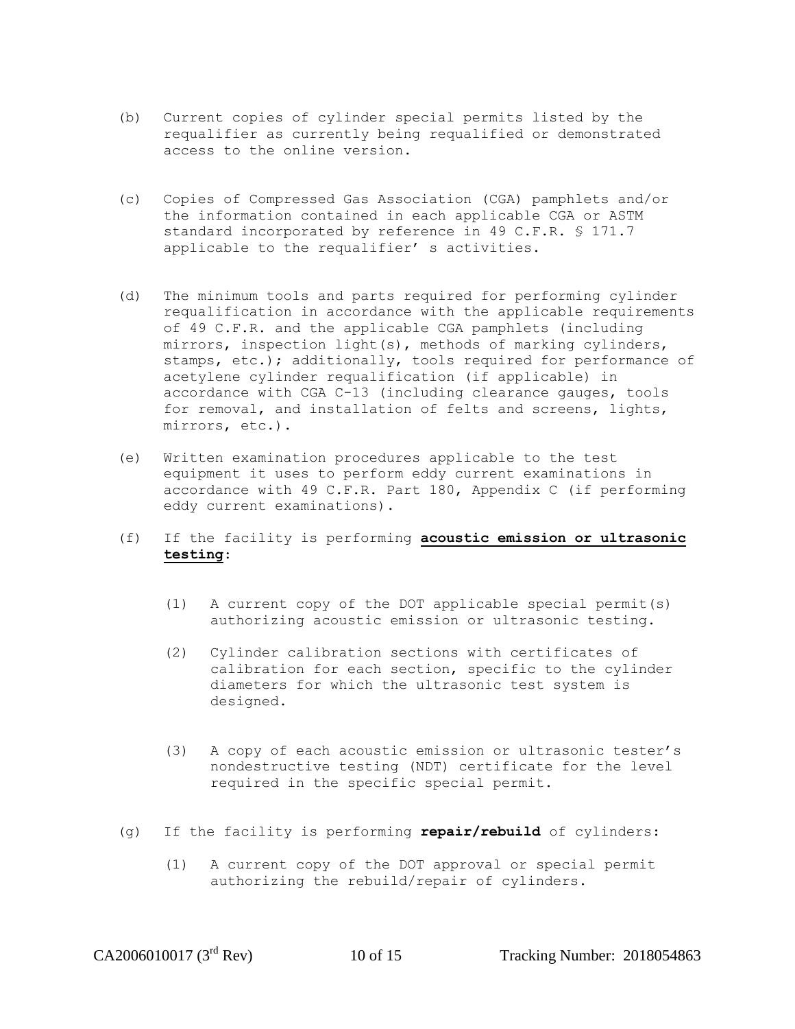(b) Current copies of cylinder special permits listed by the requalifier as currently being requalified or demonstrated access to the online version.

(c) Copies of Compressed Gas Association (CGA) pamphlets and/or the information contained in each applicable CGA or ASTM standard incorporated by reference in 49 C.F.R. § 171.7 applicable to the requalifier' s activities.

(d) The minimum tools and parts required for performing cylinder requalification in accordance with the applicable requirements of 49 C.F.R. and the applicable CGA pamphlets (including mirrors, inspection light(s), methods of marking cylinders, stamps, etc.); additionally, tools required for performance of acetylene cylinder requalification (if applicable) in accordance with CGA C-13 (including clearance gauges, tools for removal, and installation of felts and screens, lights, mirrors, etc.).

(e) Written examination procedures applicable to the test equipment it uses to perform eddy current examinations in accordance with 49 C.F.R. Part 180, Appendix C (if performing eddy current examinations).

(f) If the facility is performing **acoustic emission or ultrasonic testing**:

   (1) A current copy of the DOT applicable special permit(s) authorizing acoustic emission or ultrasonic testing.

   (2) Cylinder calibration sections with certificates of calibration for each section, specific to the cylinder diameters for which the ultrasonic test system is designed.

   (3) A copy of each acoustic emission or ultrasonic tester's nondestructive testing (NDT) certificate for the level required in the specific special permit.

(g) If the facility is performing **repair/rebuild** of cylinders:

   (1) A current copy of the DOT approval or special permit authorizing the rebuild/repair of cylinders.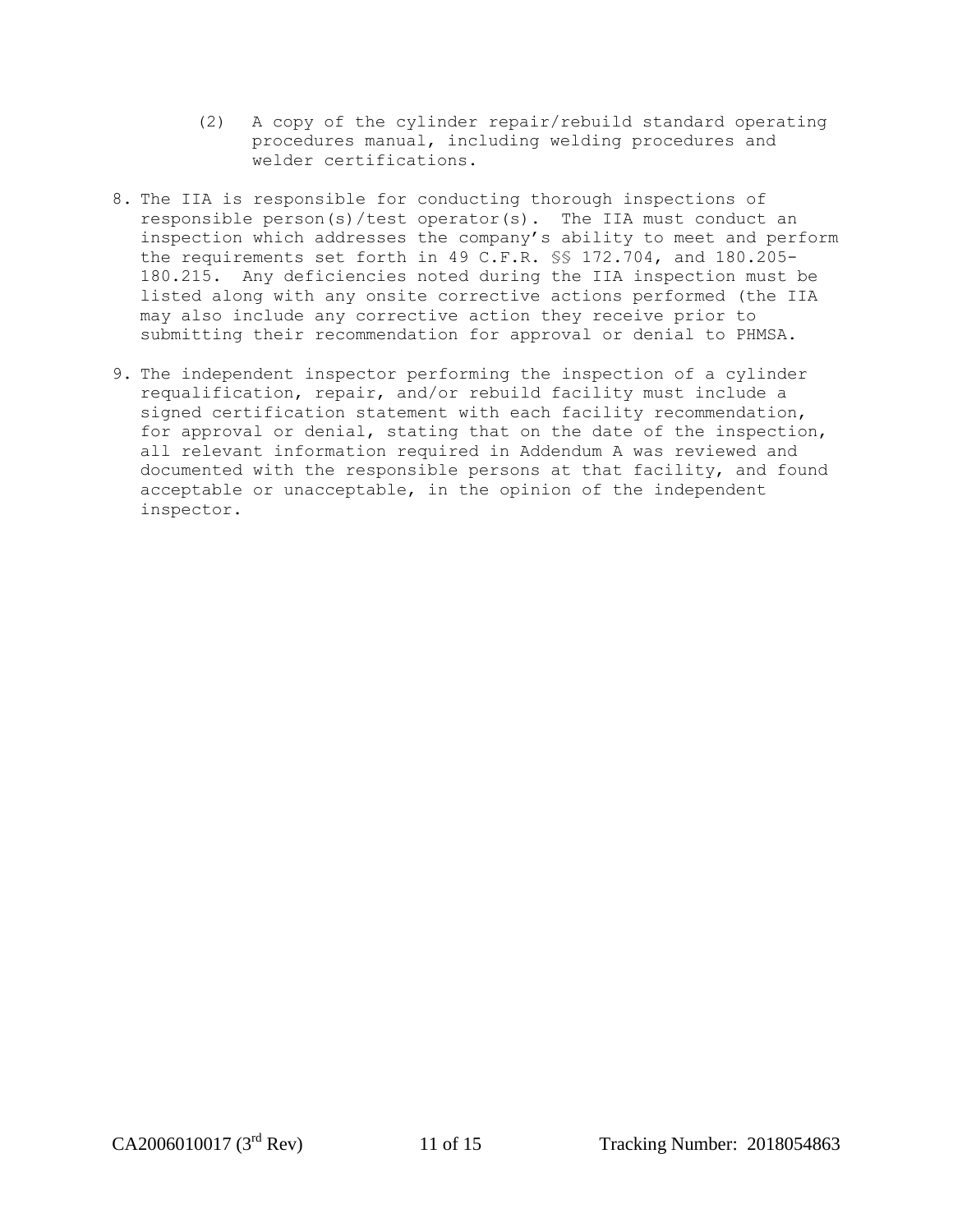(2) A copy of the cylinder repair/rebuild standard operating procedures manual, including welding procedures and welder certifications.

8. The IIA is responsible for conducting thorough inspections of responsible person(s)/test operator(s). The IIA must conduct an inspection which addresses the company's ability to meet and perform the requirements set forth in 49 C.F.R. §§ 172.704, and 180.205-180.215. Any deficiencies noted during the IIA inspection must be listed along with any onsite corrective actions performed (the IIA may also include any corrective action they receive prior to submitting their recommendation for approval or denial to PHMSA.

9. The independent inspector performing the inspection of a cylinder requalification, repair, and/or rebuild facility must include a signed certification statement with each facility recommendation, for approval or denial, stating that on the date of the inspection, all relevant information required in Addendum A was reviewed and documented with the responsible persons at that facility, and found acceptable or unacceptable, in the opinion of the independent inspector.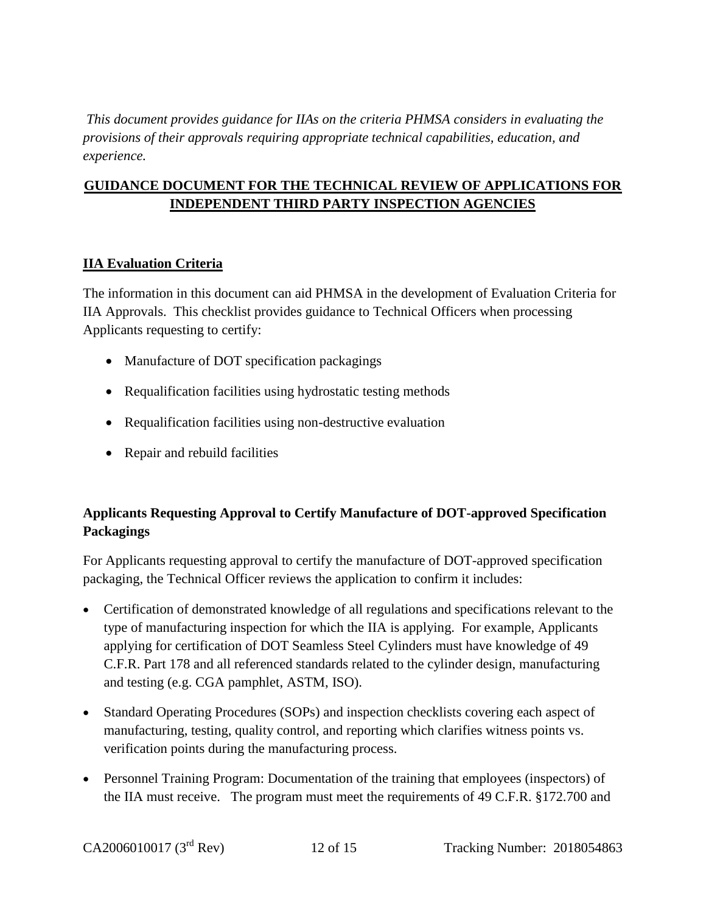*This document provides guidance for IIAs on the criteria PHMSA considers in evaluating the provisions of their approvals requiring appropriate technical capabilities, education, and experience.*

## GUIDANCE DOCUMENT FOR THE TECHNICAL REVIEW OF APPLICATIONS FOR INDEPENDENT THIRD PARTY INSPECTION AGENCIES

### IIA Evaluation Criteria

The information in this document can aid PHMSA in the development of Evaluation Criteria for IIA Approvals. This checklist provides guidance to Technical Officers when processing Applicants requesting to certify:

- Manufacture of DOT specification packagings
- Requalification facilities using hydrostatic testing methods
- Requalification facilities using non-destructive evaluation
- Repair and rebuild facilities

### Applicants Requesting Approval to Certify Manufacture of DOT-approved Specification Packagings

For Applicants requesting approval to certify the manufacture of DOT-approved specification packaging, the Technical Officer reviews the application to confirm it includes:

- Certification of demonstrated knowledge of all regulations and specifications relevant to the type of manufacturing inspection for which the IIA is applying. For example, Applicants applying for certification of DOT Seamless Steel Cylinders must have knowledge of 49 C.F.R. Part 178 and all referenced standards related to the cylinder design, manufacturing and testing (e.g. CGA pamphlet, ASTM, ISO).
- Standard Operating Procedures (SOPs) and inspection checklists covering each aspect of manufacturing, testing, quality control, and reporting which clarifies witness points vs. verification points during the manufacturing process.
- Personnel Training Program: Documentation of the training that employees (inspectors) of the IIA must receive. The program must meet the requirements of 49 C.F.R. §172.700 and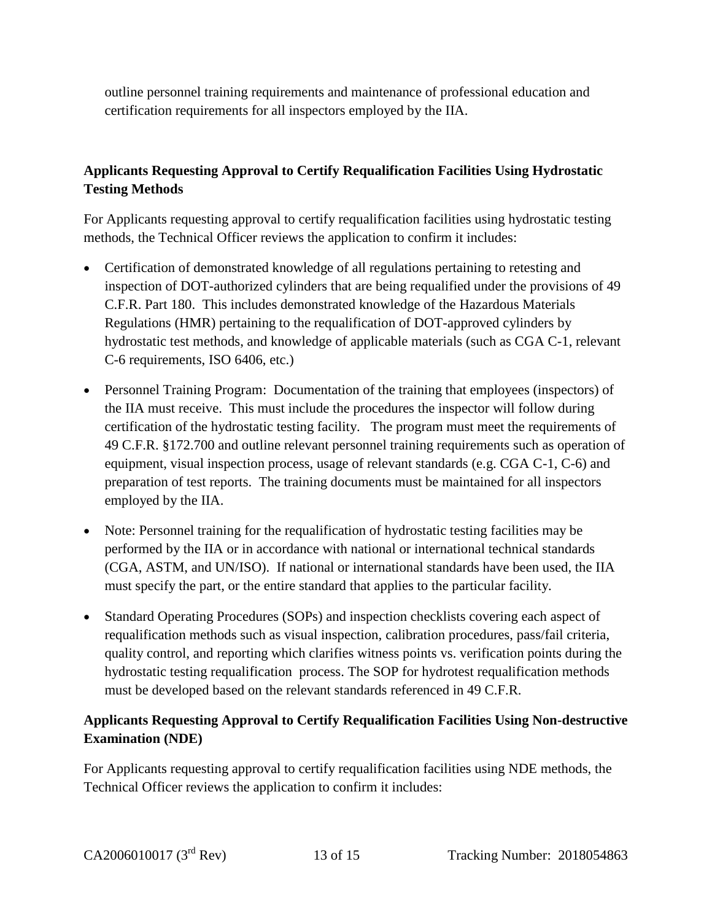outline personnel training requirements and maintenance of professional education and certification requirements for all inspectors employed by the IIA.

**Applicants Requesting Approval to Certify Requalification Facilities Using Hydrostatic Testing Methods**

For Applicants requesting approval to certify requalification facilities using hydrostatic testing methods, the Technical Officer reviews the application to confirm it includes:

- Certification of demonstrated knowledge of all regulations pertaining to retesting and inspection of DOT-authorized cylinders that are being requalified under the provisions of 49 C.F.R. Part 180. This includes demonstrated knowledge of the Hazardous Materials Regulations (HMR) pertaining to the requalification of DOT-approved cylinders by hydrostatic test methods, and knowledge of applicable materials (such as CGA C-1, relevant C-6 requirements, ISO 6406, etc.)
- Personnel Training Program: Documentation of the training that employees (inspectors) of the IIA must receive. This must include the procedures the inspector will follow during certification of the hydrostatic testing facility. The program must meet the requirements of 49 C.F.R. §172.700 and outline relevant personnel training requirements such as operation of equipment, visual inspection process, usage of relevant standards (e.g. CGA C-1, C-6) and preparation of test reports. The training documents must be maintained for all inspectors employed by the IIA.
- Note: Personnel training for the requalification of hydrostatic testing facilities may be performed by the IIA or in accordance with national or international technical standards (CGA, ASTM, and UN/ISO). If national or international standards have been used, the IIA must specify the part, or the entire standard that applies to the particular facility.
- Standard Operating Procedures (SOPs) and inspection checklists covering each aspect of requalification methods such as visual inspection, calibration procedures, pass/fail criteria, quality control, and reporting which clarifies witness points vs. verification points during the hydrostatic testing requalification process. The SOP for hydrotest requalification methods must be developed based on the relevant standards referenced in 49 C.F.R.

**Applicants Requesting Approval to Certify Requalification Facilities Using Non-destructive Examination (NDE)**

For Applicants requesting approval to certify requalification facilities using NDE methods, the Technical Officer reviews the application to confirm it includes: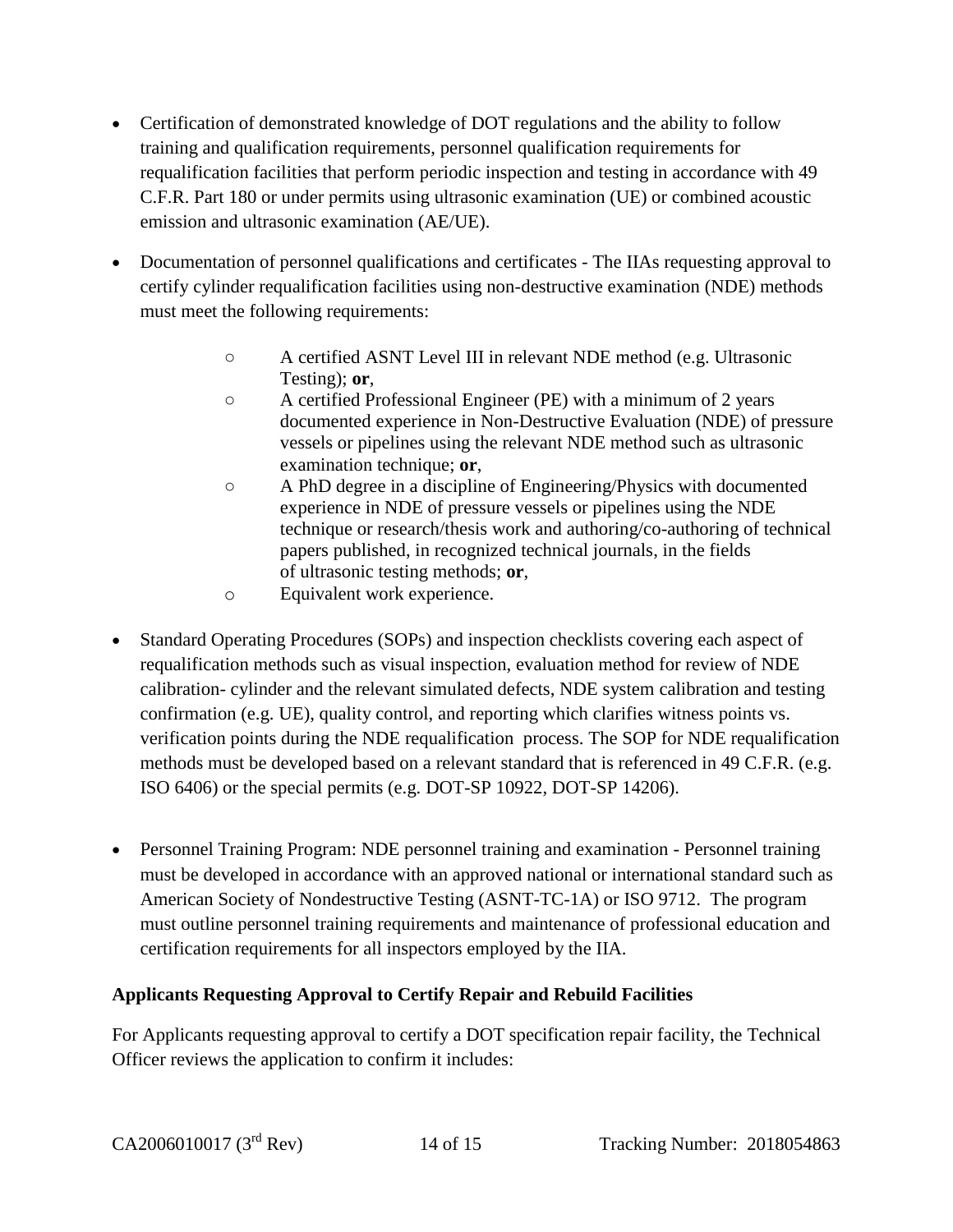- Certification of demonstrated knowledge of DOT regulations and the ability to follow training and qualification requirements, personnel qualification requirements for requalification facilities that perform periodic inspection and testing in accordance with 49 C.F.R. Part 180 or under permits using ultrasonic examination (UE) or combined acoustic emission and ultrasonic examination (AE/UE).

- Documentation of personnel qualifications and certificates - The IIAs requesting approval to certify cylinder requalification facilities using non-destructive examination (NDE) methods must meet the following requirements:
  - A certified ASNT Level III in relevant NDE method (e.g. Ultrasonic Testing); **or**,
  - A certified Professional Engineer (PE) with a minimum of 2 years documented experience in Non-Destructive Evaluation (NDE) of pressure vessels or pipelines using the relevant NDE method such as ultrasonic examination technique; **or**,
  - A PhD degree in a discipline of Engineering/Physics with documented experience in NDE of pressure vessels or pipelines using the NDE technique or research/thesis work and authoring/co-authoring of technical papers published, in recognized technical journals, in the fields of ultrasonic testing methods; **or**,
  - Equivalent work experience.

- Standard Operating Procedures (SOPs) and inspection checklists covering each aspect of requalification methods such as visual inspection, evaluation method for review of NDE calibration- cylinder and the relevant simulated defects, NDE system calibration and testing confirmation (e.g. UE), quality control, and reporting which clarifies witness points vs. verification points during the NDE requalification process. The SOP for NDE requalification methods must be developed based on a relevant standard that is referenced in 49 C.F.R. (e.g. ISO 6406) or the special permits (e.g. DOT-SP 10922, DOT-SP 14206).

- Personnel Training Program: NDE personnel training and examination - Personnel training must be developed in accordance with an approved national or international standard such as American Society of Nondestructive Testing (ASNT-TC-1A) or ISO 9712. The program must outline personnel training requirements and maintenance of professional education and certification requirements for all inspectors employed by the IIA.

**Applicants Requesting Approval to Certify Repair and Rebuild Facilities**

For Applicants requesting approval to certify a DOT specification repair facility, the Technical Officer reviews the application to confirm it includes: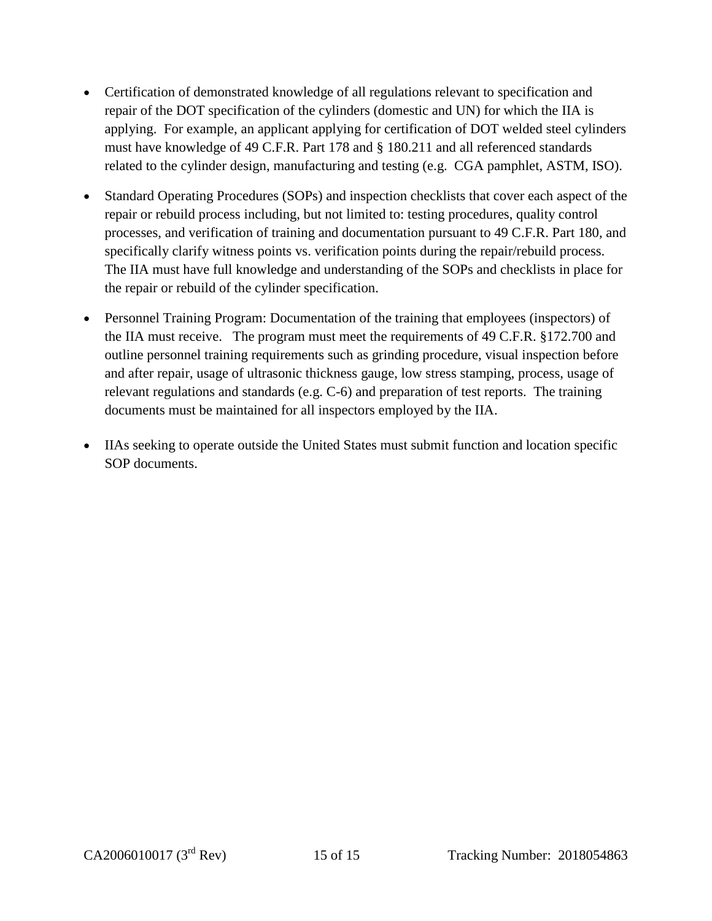- Certification of demonstrated knowledge of all regulations relevant to specification and repair of the DOT specification of the cylinders (domestic and UN) for which the IIA is applying. For example, an applicant applying for certification of DOT welded steel cylinders must have knowledge of 49 C.F.R. Part 178 and § 180.211 and all referenced standards related to the cylinder design, manufacturing and testing (e.g. CGA pamphlet, ASTM, ISO).

- Standard Operating Procedures (SOPs) and inspection checklists that cover each aspect of the repair or rebuild process including, but not limited to: testing procedures, quality control processes, and verification of training and documentation pursuant to 49 C.F.R. Part 180, and specifically clarify witness points vs. verification points during the repair/rebuild process. The IIA must have full knowledge and understanding of the SOPs and checklists in place for the repair or rebuild of the cylinder specification.

- Personnel Training Program: Documentation of the training that employees (inspectors) of the IIA must receive. The program must meet the requirements of 49 C.F.R. §172.700 and outline personnel training requirements such as grinding procedure, visual inspection before and after repair, usage of ultrasonic thickness gauge, low stress stamping, process, usage of relevant regulations and standards (e.g. C-6) and preparation of test reports. The training documents must be maintained for all inspectors employed by the IIA.

- IIAs seeking to operate outside the United States must submit function and location specific SOP documents.